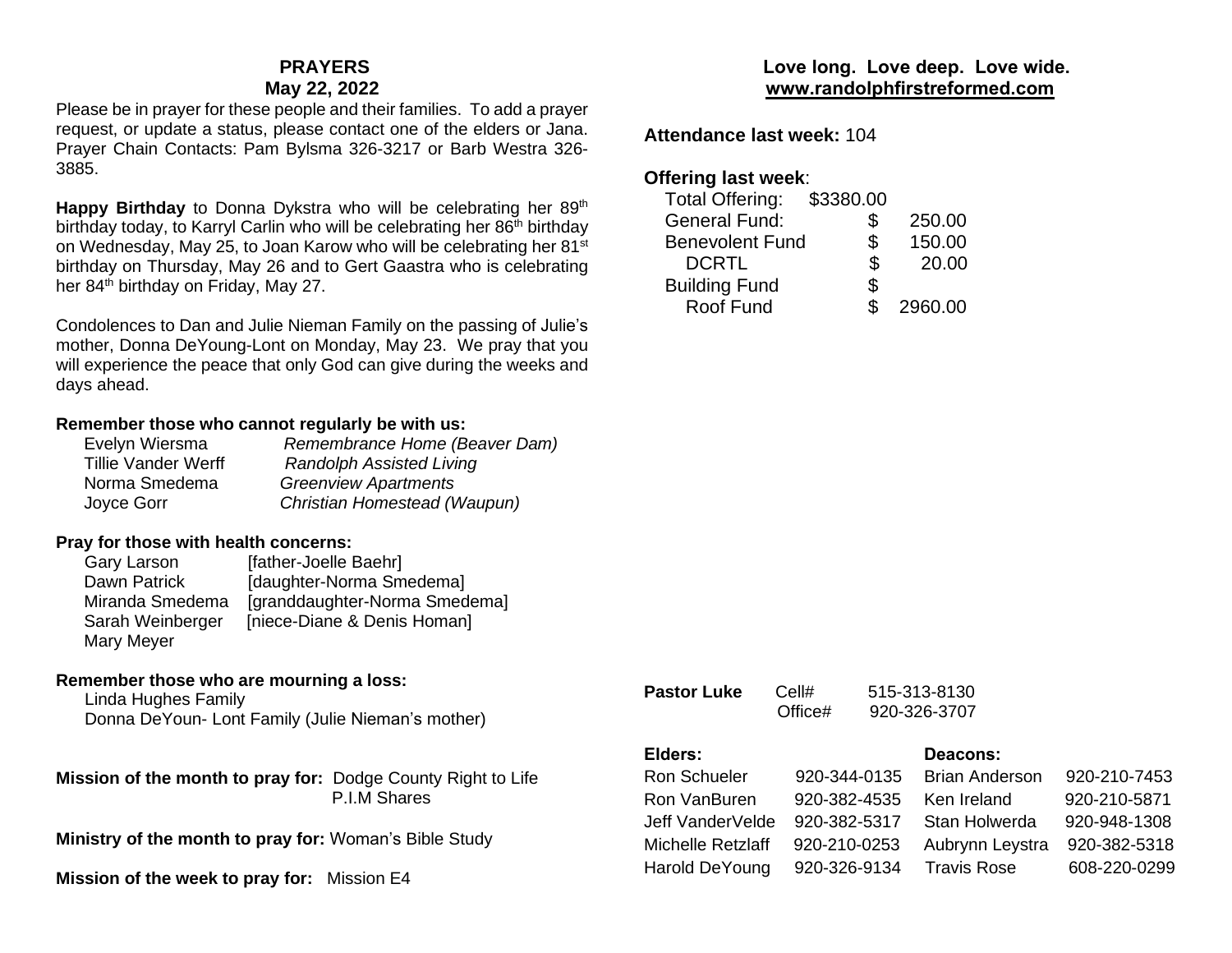## PRAYERS
### May 22, 2022

Please be in prayer for these people and their families. To add a prayer request, or update a status, please contact one of the elders or Jana. Prayer Chain Contacts: Pam Bylsma 326-3217 or Barb Westra 326-3885.

**Happy Birthday** to Donna Dykstra who will be celebrating her 89th birthday today, to Karryl Carlin who will be celebrating her 86th birthday on Wednesday, May 25, to Joan Karow who will be celebrating her 81st birthday on Thursday, May 26 and to Gert Gaastra who is celebrating her 84th birthday on Friday, May 27.

Condolences to Dan and Julie Nieman Family on the passing of Julie's mother, Donna DeYoung-Lont on Monday, May 23. We pray that you will experience the peace that only God can give during the weeks and days ahead.

**Remember those who cannot regularly be with us:**

| | |
|---|---|
| Evelyn Wiersma | *Remembrance Home (Beaver Dam)* |
| Tillie Vander Werff | *Randolph Assisted Living* |
| Norma Smedema | *Greenview Apartments* |
| Joyce Gorr | *Christian Homestead (Waupun)* |

**Pray for those with health concerns:**

| | |
|---|---|
| Gary Larson | [father-Joelle Baehr] |
| Dawn Patrick | [daughter-Norma Smedema] |
| Miranda Smedema | [granddaughter-Norma Smedema] |
| Sarah Weinberger | [niece-Diane & Denis Homan] |
| Mary Meyer | |

**Remember those who are mourning a loss:**

Linda Hughes Family
Donna DeYoun- Lont Family (Julie Nieman's mother)

**Mission of the month to pray for:** Dodge County Right to Life
P.I.M Shares

**Ministry of the month to pray for:** Woman's Bible Study

**Mission of the week to pray for:** Mission E4

**Love long. Love deep. Love wide.**
**www.randolphfirstreformed.com**

**Attendance last week:** 104

**Offering last week**:

| | |
|---|---|
| Total Offering: | $3380.00 |
| General Fund: | $ 250.00 |
| Benevolent Fund | $ 150.00 |
| DCRTL | $ 20.00 |
| Building Fund | $ |
| Roof Fund | $ 2960.00 |

**Pastor Luke** Cell# 515-313-8130
Office# 920-326-3707

| **Elders:** | | **Deacons:** | |
|---|---|---|---|
| Ron Schueler | 920-344-0135 | Brian Anderson | 920-210-7453 |
| Ron VanBuren | 920-382-4535 | Ken Ireland | 920-210-5871 |
| Jeff VanderVelde | 920-382-5317 | Stan Holwerda | 920-948-1308 |
| Michelle Retzlaff | 920-210-0253 | Aubrynn Leystra | 920-382-5318 |
| Harold DeYoung | 920-326-9134 | Travis Rose | 608-220-0299 |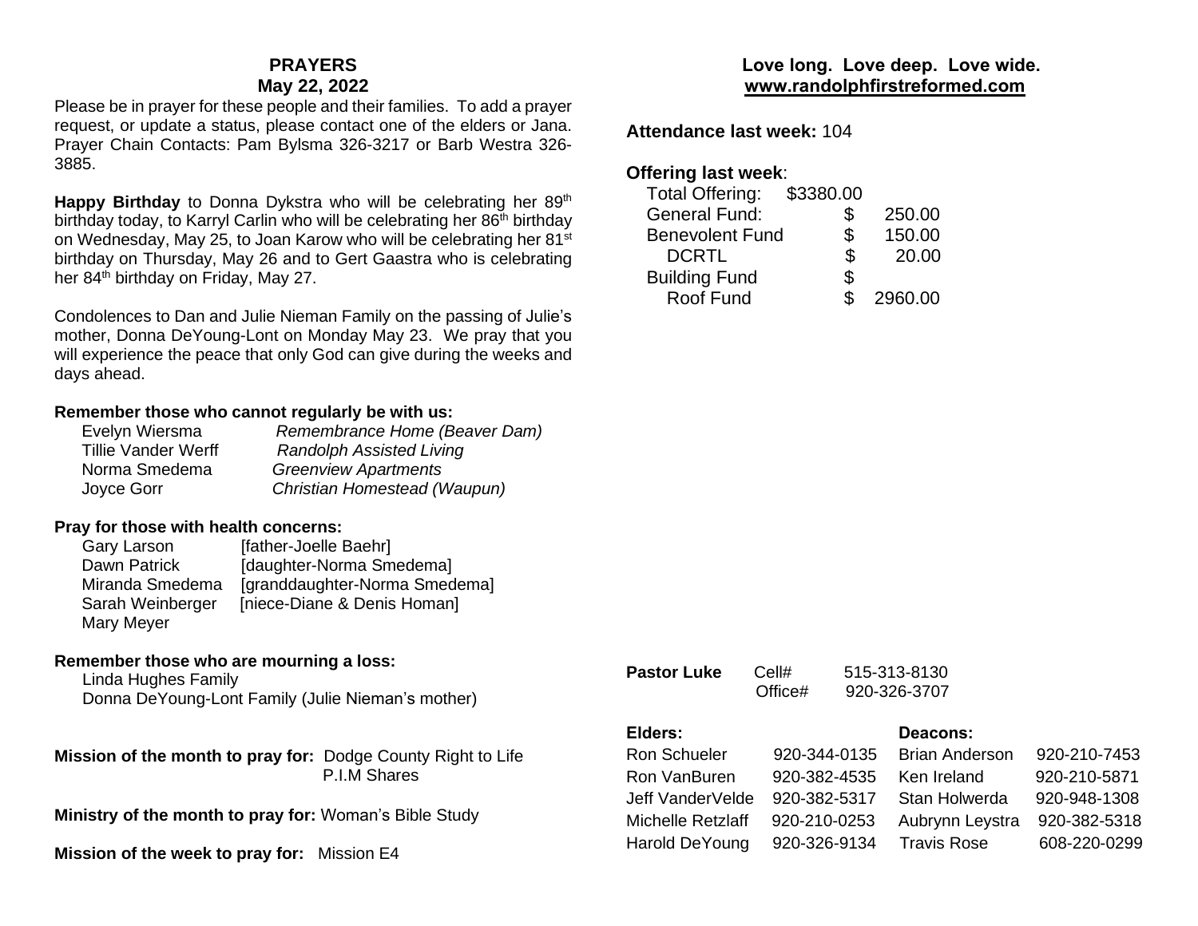## PRAYERS
### May 22, 2022

Please be in prayer for these people and their families. To add a prayer request, or update a status, please contact one of the elders or Jana. Prayer Chain Contacts: Pam Bylsma 326-3217 or Barb Westra 326-3885.

**Happy Birthday** to Donna Dykstra who will be celebrating her 89th birthday today, to Karryl Carlin who will be celebrating her 86th birthday on Wednesday, May 25, to Joan Karow who will be celebrating her 81st birthday on Thursday, May 26 and to Gert Gaastra who is celebrating her 84th birthday on Friday, May 27.

Condolences to Dan and Julie Nieman Family on the passing of Julie's mother, Donna DeYoung-Lont on Monday May 23. We pray that you will experience the peace that only God can give during the weeks and days ahead.

**Remember those who cannot regularly be with us:**

| | |
|---|---|
| Evelyn Wiersma | *Remembrance Home (Beaver Dam)* |
| Tillie Vander Werff | *Randolph Assisted Living* |
| Norma Smedema | *Greenview Apartments* |
| Joyce Gorr | *Christian Homestead (Waupun)* |

**Pray for those with health concerns:**

| | |
|---|---|
| Gary Larson | [father-Joelle Baehr] |
| Dawn Patrick | [daughter-Norma Smedema] |
| Miranda Smedema | [granddaughter-Norma Smedema] |
| Sarah Weinberger | [niece-Diane & Denis Homan] |
| Mary Meyer | |

**Remember those who are mourning a loss:**

Linda Hughes Family
Donna DeYoung-Lont Family (Julie Nieman's mother)

**Mission of the month to pray for:** Dodge County Right to Life
P.I.M Shares

**Ministry of the month to pray for:** Woman's Bible Study

**Mission of the week to pray for:** Mission E4

**Love long. Love deep. Love wide.**
**www.randolphfirstreformed.com**

**Attendance last week:** 104

**Offering last week**:

| | |
|---|---|
| Total Offering: | $3380.00 |
| General Fund: | $ 250.00 |
| Benevolent Fund | $ 150.00 |
| DCRTL | $ 20.00 |
| Building Fund | $ |
| Roof Fund | $ 2960.00 |

**Pastor Luke** Cell# 515-313-8130
Office# 920-326-3707

| **Elders:** | | **Deacons:** | |
|---|---|---|---|
| Ron Schueler | 920-344-0135 | Brian Anderson | 920-210-7453 |
| Ron VanBuren | 920-382-4535 | Ken Ireland | 920-210-5871 |
| Jeff VanderVelde | 920-382-5317 | Stan Holwerda | 920-948-1308 |
| Michelle Retzlaff | 920-210-0253 | Aubrynn Leystra | 920-382-5318 |
| Harold DeYoung | 920-326-9134 | Travis Rose | 608-220-0299 |